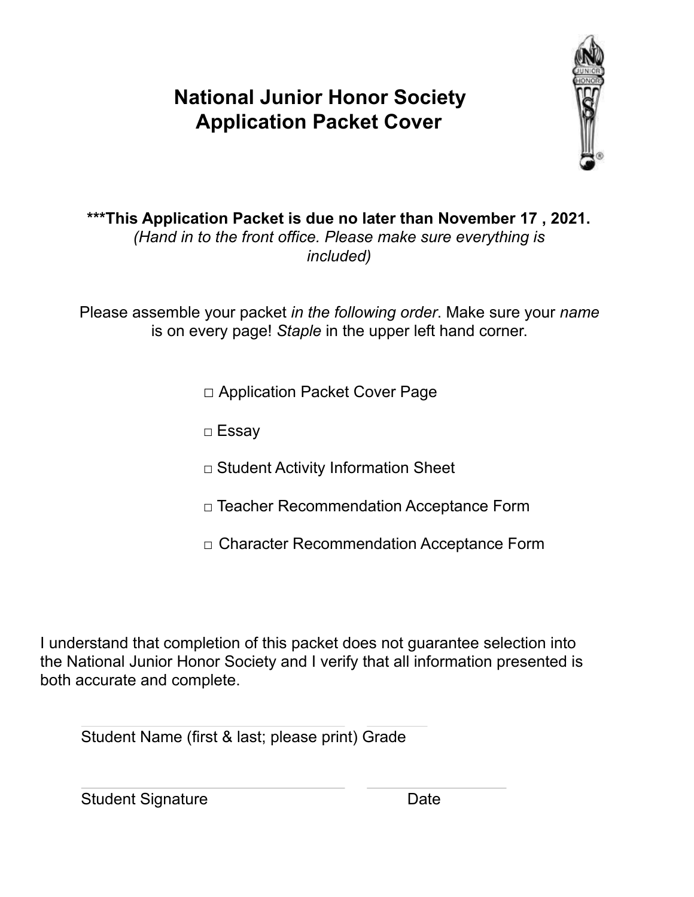# National Junior Honor Society
# Application Packet Cover

**\*\*\*This Application Packet is due no later than November 17 , 2021.**
*(Hand in to the front office. Please make sure everything is included)*

Please assemble your packet *in the following order*. Make sure your *name* is on every page! *Staple* in the upper left hand corner.

- □ Application Packet Cover Page
- □ Essay
- □ Student Activity Information Sheet
- □ Teacher Recommendation Acceptance Form
- □ Character Recommendation Acceptance Form

I understand that completion of this packet does not guarantee selection into the National Junior Honor Society and I verify that all information presented is both accurate and complete.

Student Name (first & last; please print) Grade

Student Signature Date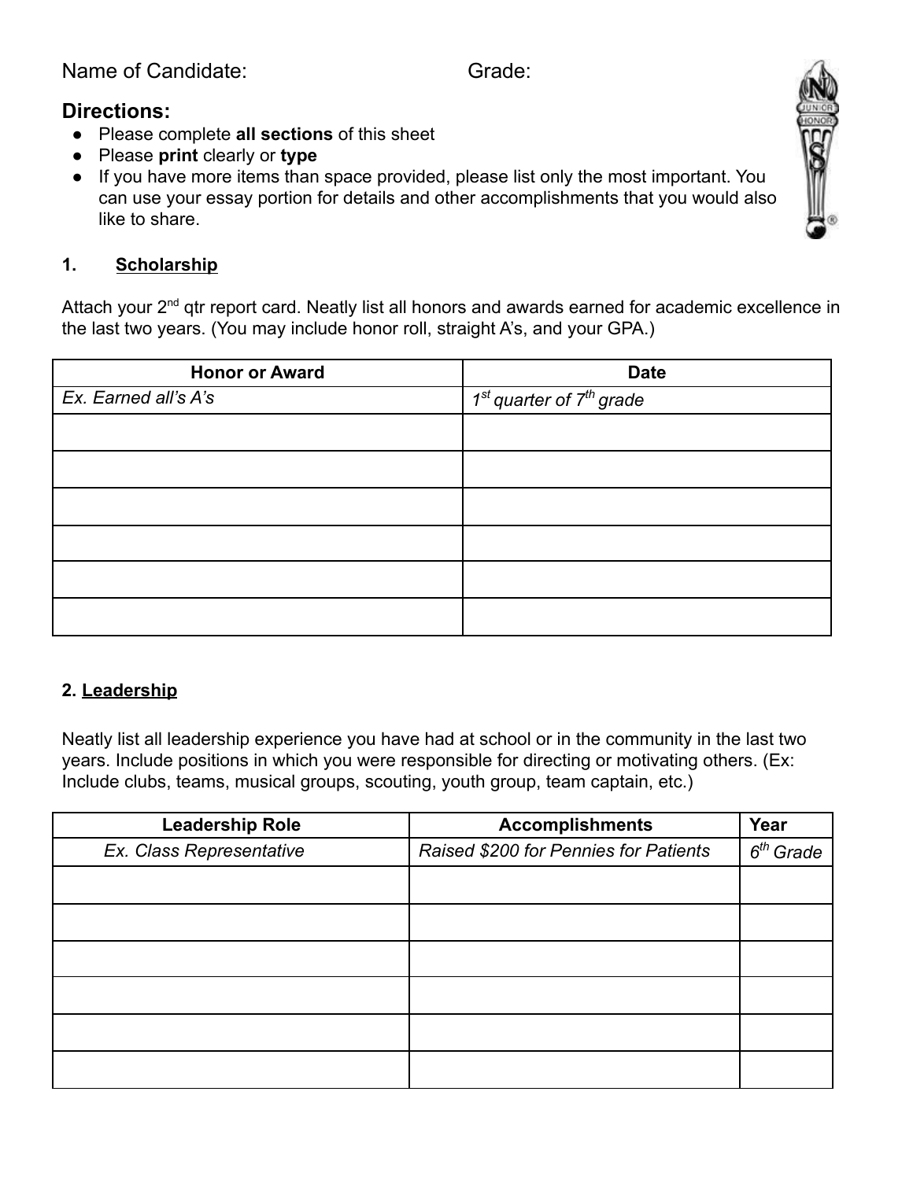Name of Candidate: Grade:

## Directions:

- Please complete **all sections** of this sheet
- Please **print** clearly or **type**
- If you have more items than space provided, please list only the most important. You can use your essay portion for details and other accomplishments that you would also like to share.

### 1. Scholarship

Attach your 2nd qtr report card. Neatly list all honors and awards earned for academic excellence in the last two years. (You may include honor roll, straight A's, and your GPA.)

| Honor or Award | Date |
|---|---|
| *Ex. Earned all's A's* | *1st quarter of 7th grade* |
| | |
| | |
| | |
| | |
| | |
| | |

### 2. Leadership

Neatly list all leadership experience you have had at school or in the community in the last two years. Include positions in which you were responsible for directing or motivating others. (Ex: Include clubs, teams, musical groups, scouting, youth group, team captain, etc.)

| Leadership Role | Accomplishments | Year |
|---|---|---|
| *Ex. Class Representative* | *Raised $200 for Pennies for Patients* | *6th Grade* |
| | | |
| | | |
| | | |
| | | |
| | | |
| | | |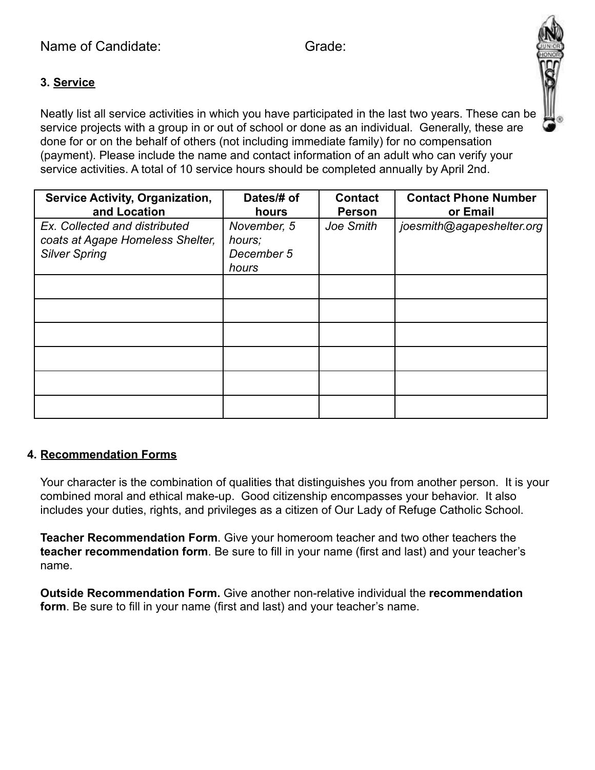Name of Candidate: Grade:

### 3. <u>Service</u>

Neatly list all service activities in which you have participated in the last two years. These can be service projects with a group in or out of school or done as an individual. Generally, these are done for or on the behalf of others (not including immediate family) for no compensation (payment). Please include the name and contact information of an adult who can verify your service activities. A total of 10 service hours should be completed annually by April 2nd.

| Service Activity, Organization, and Location | Dates/# of hours | Contact Person | Contact Phone Number or Email |
|---|---|---|---|
| *Ex. Collected and distributed coats at Agape Homeless Shelter, Silver Spring* | *November, 5 hours; December 5 hours* | *Joe Smith* | *joesmith@agapeshelter.org* |
| | | | |
| | | | |
| | | | |
| | | | |
| | | | |
| | | | |

### 4. <u>Recommendation Forms</u>

Your character is the combination of qualities that distinguishes you from another person. It is your combined moral and ethical make-up. Good citizenship encompasses your behavior. It also includes your duties, rights, and privileges as a citizen of Our Lady of Refuge Catholic School.

**Teacher Recommendation Form**. Give your homeroom teacher and two other teachers the **teacher recommendation form**. Be sure to fill in your name (first and last) and your teacher's name.

**Outside Recommendation Form.** Give another non-relative individual the **recommendation form**. Be sure to fill in your name (first and last) and your teacher's name.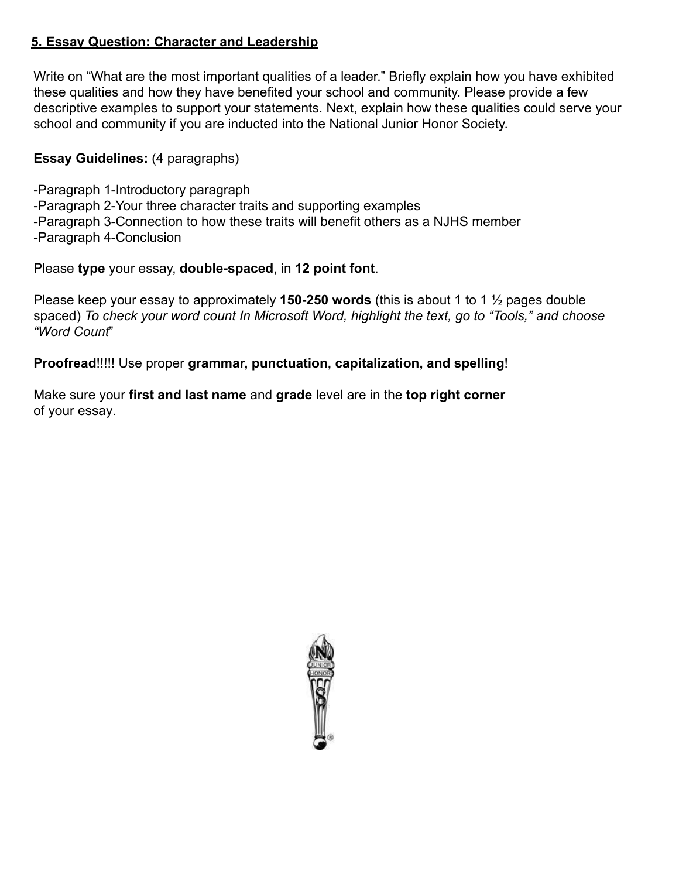## **5. Essay Question: Character and Leadership**

Write on "What are the most important qualities of a leader." Briefly explain how you have exhibited these qualities and how they have benefited your school and community. Please provide a few descriptive examples to support your statements. Next, explain how these qualities could serve your school and community if you are inducted into the National Junior Honor Society.

**Essay Guidelines:** (4 paragraphs)

-Paragraph 1-Introductory paragraph
-Paragraph 2-Your three character traits and supporting examples
-Paragraph 3-Connection to how these traits will benefit others as a NJHS member
-Paragraph 4-Conclusion

Please **type** your essay, **double-spaced**, in **12 point font**.

Please keep your essay to approximately **150-250 words** (this is about 1 to 1 ½ pages double spaced) *To check your word count In Microsoft Word, highlight the text, go to "Tools," and choose "Word Count*"

**Proofread**!!!!! Use proper **grammar, punctuation, capitalization, and spelling**!

Make sure your **first and last name** and **grade** level are in the **top right corner** of your essay.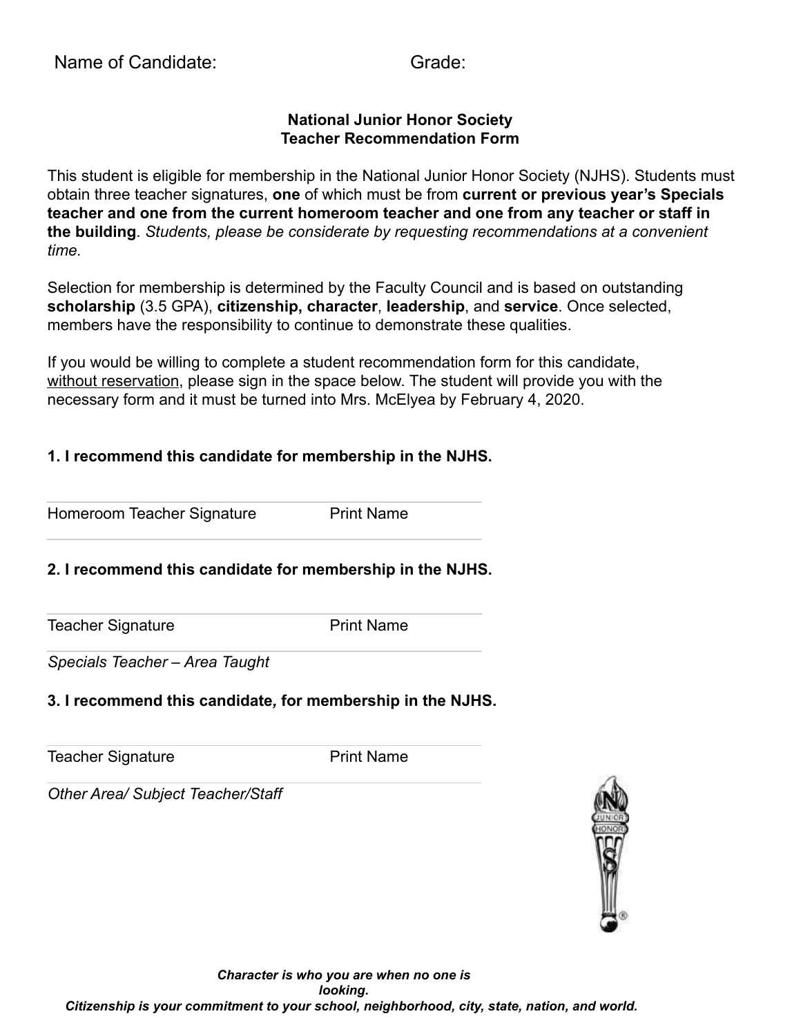Name of Candidate: Grade:

**National Junior Honor Society**
**Teacher Recommendation Form**

This student is eligible for membership in the National Junior Honor Society (NJHS). Students must obtain three teacher signatures, **one** of which must be from **current or previous year's Specials teacher and one from the current homeroom teacher and one from any teacher or staff in the building**. *Students, please be considerate by requesting recommendations at a convenient time.*

Selection for membership is determined by the Faculty Council and is based on outstanding **scholarship** (3.5 GPA), **citizenship, character**, **leadership**, and **service**. Once selected, members have the responsibility to continue to demonstrate these qualities.

If you would be willing to complete a student recommendation form for this candidate, <u>without reservation</u>, please sign in the space below. The student will provide you with the necessary form and it must be turned into Mrs. McElyea by February 4, 2020.

**1. I recommend this candidate for membership in the NJHS.**

Homeroom Teacher Signature Print Name

**2. I recommend this candidate for membership in the NJHS.**

Teacher Signature Print Name

*Specials Teacher – Area Taught*

**3. I recommend this candidate, for membership in the NJHS.**

Teacher Signature Print Name

*Other Area/ Subject Teacher/Staff*

***Character is who you are when no one is looking.***
***Citizenship is your commitment to your school, neighborhood, city, state, nation, and world.***